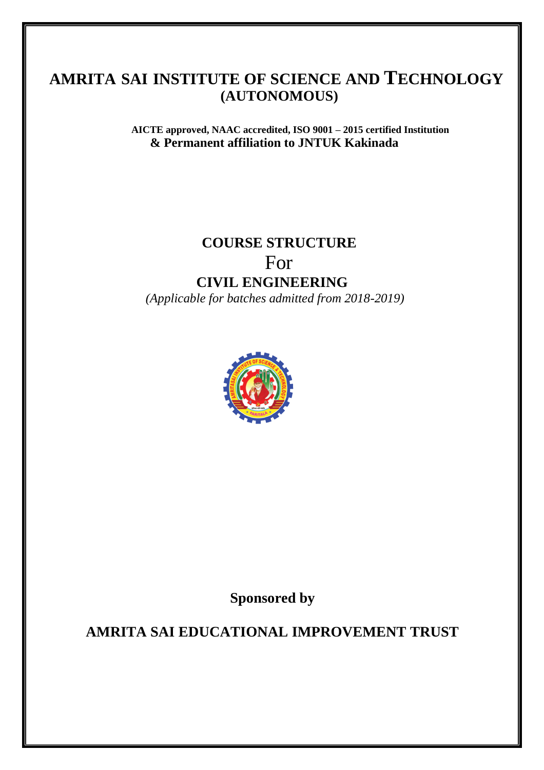# AMRITA SAI INSTITUTE OF SCIENCE AND TECHNOLOGY
## (AUTONOMOUS)

**AICTE approved, NAAC accredited, ISO 9001 – 2015 certified Institution**
**& Permanent affiliation to JNTUK Kakinada**

## COURSE STRUCTURE
For
## CIVIL ENGINEERING

*(Applicable for batches admitted from 2018-2019)*

**Sponsored by**

**AMRITA SAI EDUCATIONAL IMPROVEMENT TRUST**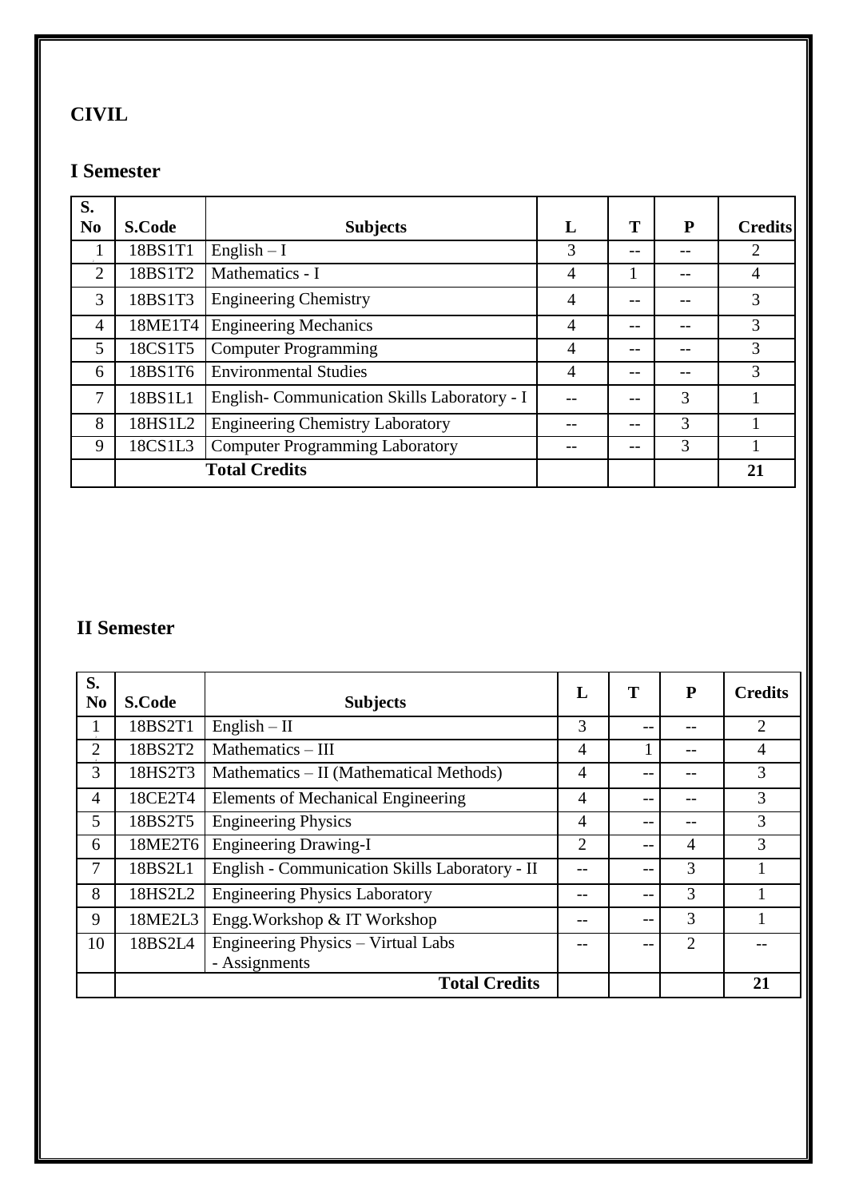## CIVIL

### I Semester

| S. No | S.Code | Subjects | L | T | P | Credits |
|---|---|---|---|---|---|---|
| 1 | 18BS1T1 | English – I | 3 | -- | -- | 2 |
| 2 | 18BS1T2 | Mathematics - I | 4 | 1 | -- | 4 |
| 3 | 18BS1T3 | Engineering Chemistry | 4 | -- | -- | 3 |
| 4 | 18ME1T4 | Engineering Mechanics | 4 | -- | -- | 3 |
| 5 | 18CS1T5 | Computer Programming | 4 | -- | -- | 3 |
| 6 | 18BS1T6 | Environmental Studies | 4 | -- | -- | 3 |
| 7 | 18BS1L1 | English- Communication Skills Laboratory - I | -- | -- | 3 | 1 |
| 8 | 18HS1L2 | Engineering Chemistry Laboratory | -- | -- | 3 | 1 |
| 9 | 18CS1L3 | Computer Programming Laboratory | -- | -- | 3 | 1 |
| | **Total Credits** | | | | | **21** |

### II Semester

| S. No | S.Code | Subjects | L | T | P | Credits |
|---|---|---|---|---|---|---|
| 1 | 18BS2T1 | English – II | 3 | -- | -- | 2 |
| 2 | 18BS2T2 | Mathematics – III | 4 | 1 | -- | 4 |
| 3 | 18HS2T3 | Mathematics – II (Mathematical Methods) | 4 | -- | -- | 3 |
| 4 | 18CE2T4 | Elements of Mechanical Engineering | 4 | -- | -- | 3 |
| 5 | 18BS2T5 | Engineering Physics | 4 | -- | -- | 3 |
| 6 | 18ME2T6 | Engineering Drawing-I | 2 | -- | 4 | 3 |
| 7 | 18BS2L1 | English - Communication Skills Laboratory - II | -- | -- | 3 | 1 |
| 8 | 18HS2L2 | Engineering Physics Laboratory | -- | -- | 3 | 1 |
| 9 | 18ME2L3 | Engg.Workshop & IT Workshop | -- | -- | 3 | 1 |
| 10 | 18BS2L4 | Engineering Physics – Virtual Labs - Assignments | -- | -- | 2 | -- |
| | **Total Credits** | | | | | **21** |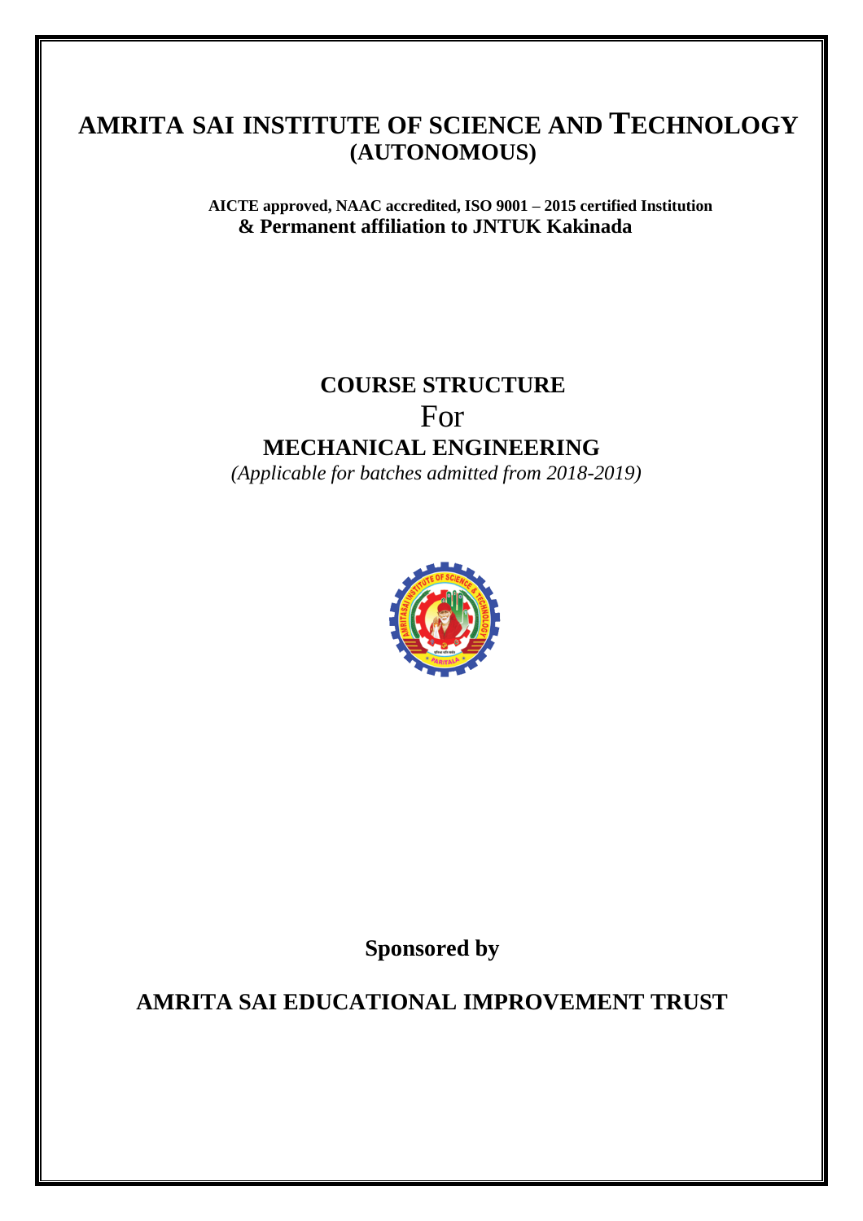# AMRITA SAI INSTITUTE OF SCIENCE AND TECHNOLOGY
## (AUTONOMOUS)

**AICTE approved, NAAC accredited, ISO 9001 – 2015 certified Institution**
**& Permanent affiliation to JNTUK Kakinada**

## COURSE STRUCTURE
For
## MECHANICAL ENGINEERING

*(Applicable for batches admitted from 2018-2019)*

**Sponsored by**

**AMRITA SAI EDUCATIONAL IMPROVEMENT TRUST**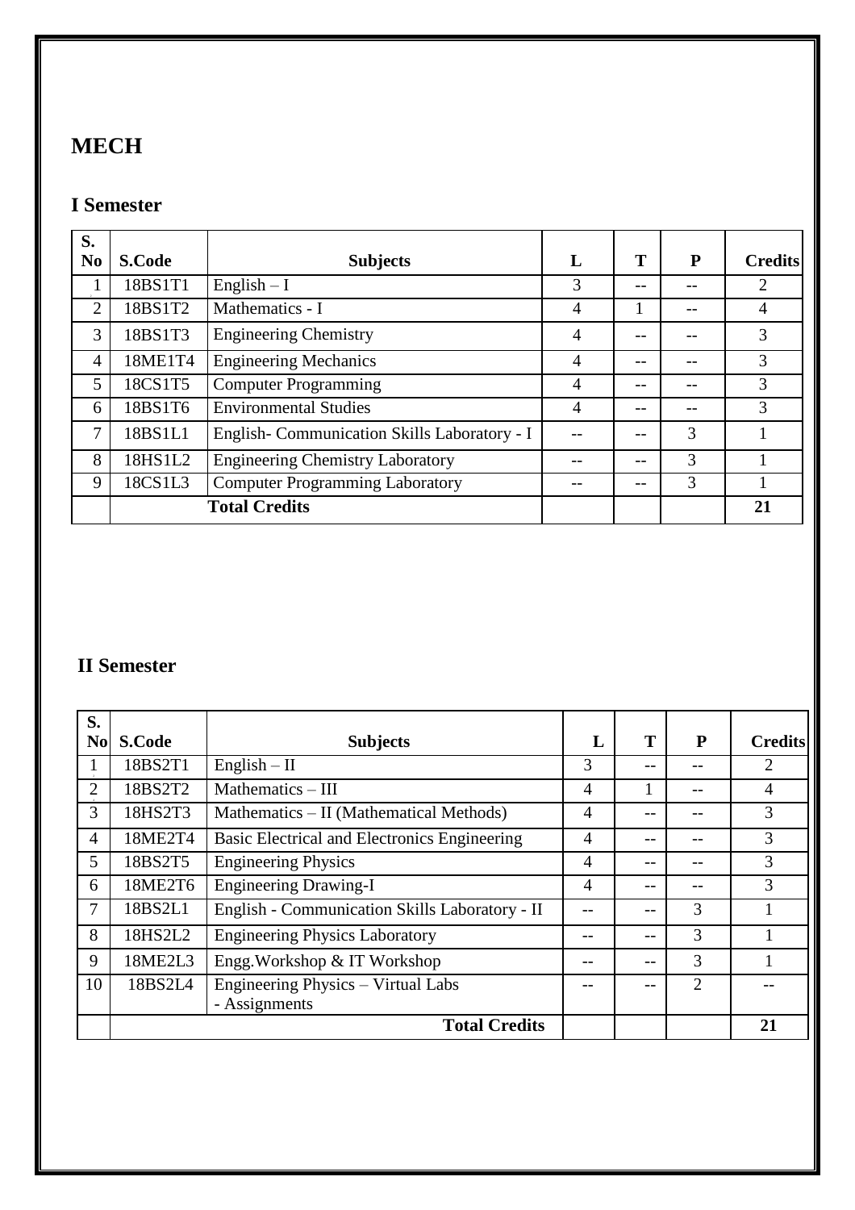# MECH

## I Semester

| S. No | S.Code | Subjects | L | T | P | Credits |
|---|---|---|---|---|---|---|
| 1 | 18BS1T1 | English – I | 3 | -- | -- | 2 |
| 2 | 18BS1T2 | Mathematics - I | 4 | 1 | -- | 4 |
| 3 | 18BS1T3 | Engineering Chemistry | 4 | -- | -- | 3 |
| 4 | 18ME1T4 | Engineering Mechanics | 4 | -- | -- | 3 |
| 5 | 18CS1T5 | Computer Programming | 4 | -- | -- | 3 |
| 6 | 18BS1T6 | Environmental Studies | 4 | -- | -- | 3 |
| 7 | 18BS1L1 | English- Communication Skills Laboratory - I | -- | -- | 3 | 1 |
| 8 | 18HS1L2 | Engineering Chemistry Laboratory | -- | -- | 3 | 1 |
| 9 | 18CS1L3 | Computer Programming Laboratory | -- | -- | 3 | 1 |
| | **Total Credits** | | | | | **21** |

## II Semester

| S. No | S.Code | Subjects | L | T | P | Credits |
|---|---|---|---|---|---|---|
| 1 | 18BS2T1 | English – II | 3 | -- | -- | 2 |
| 2 | 18BS2T2 | Mathematics – III | 4 | 1 | -- | 4 |
| 3 | 18HS2T3 | Mathematics – II (Mathematical Methods) | 4 | -- | -- | 3 |
| 4 | 18ME2T4 | Basic Electrical and Electronics Engineering | 4 | -- | -- | 3 |
| 5 | 18BS2T5 | Engineering Physics | 4 | -- | -- | 3 |
| 6 | 18ME2T6 | Engineering Drawing-I | 4 | -- | -- | 3 |
| 7 | 18BS2L1 | English - Communication Skills Laboratory - II | -- | -- | 3 | 1 |
| 8 | 18HS2L2 | Engineering Physics Laboratory | -- | -- | 3 | 1 |
| 9 | 18ME2L3 | Engg.Workshop & IT Workshop | -- | -- | 3 | 1 |
| 10 | 18BS2L4 | Engineering Physics – Virtual Labs - Assignments | -- | -- | 2 | -- |
| | | **Total Credits** | | | | **21** |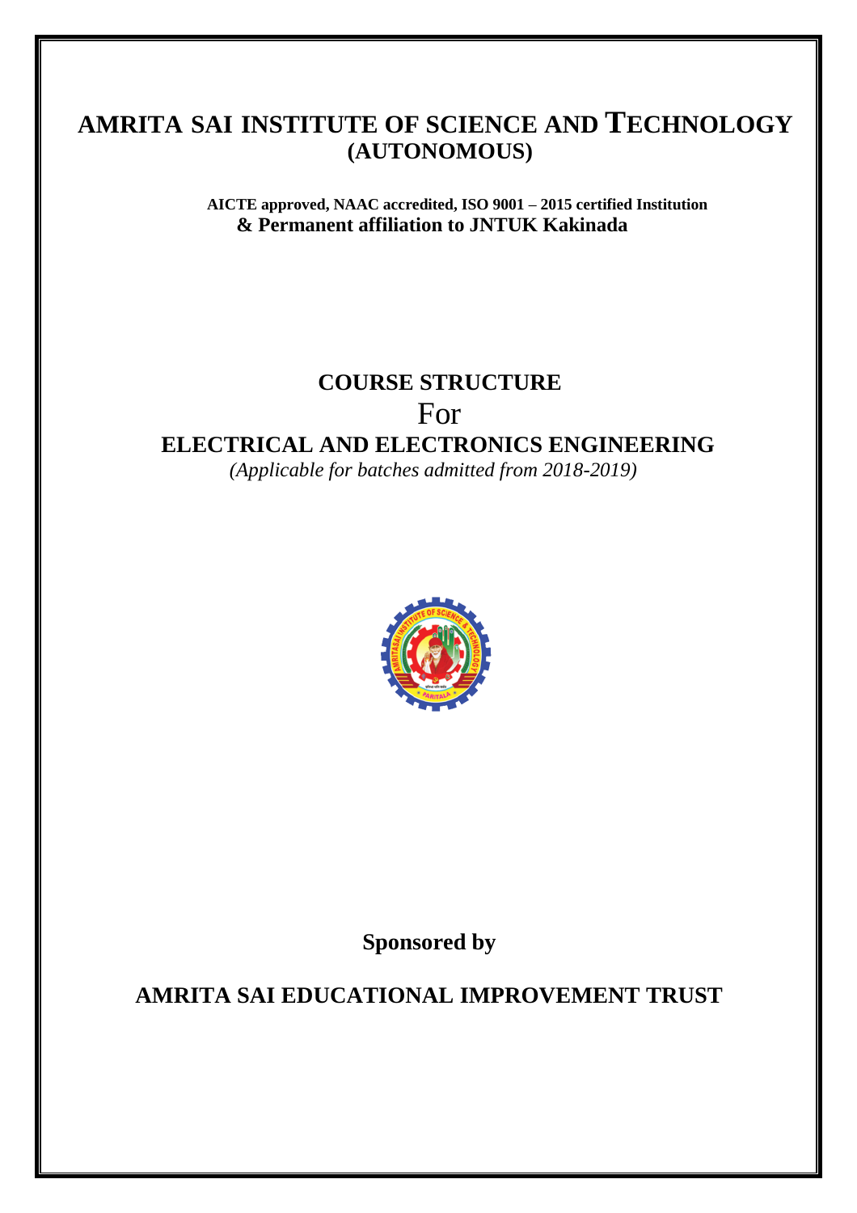# AMRITA SAI INSTITUTE OF SCIENCE AND TECHNOLOGY
## (AUTONOMOUS)

**AICTE approved, NAAC accredited, ISO 9001 – 2015 certified Institution**
**& Permanent affiliation to JNTUK Kakinada**

## COURSE STRUCTURE
For
## ELECTRICAL AND ELECTRONICS ENGINEERING

*(Applicable for batches admitted from 2018-2019)*

**Sponsored by**

**AMRITA SAI EDUCATIONAL IMPROVEMENT TRUST**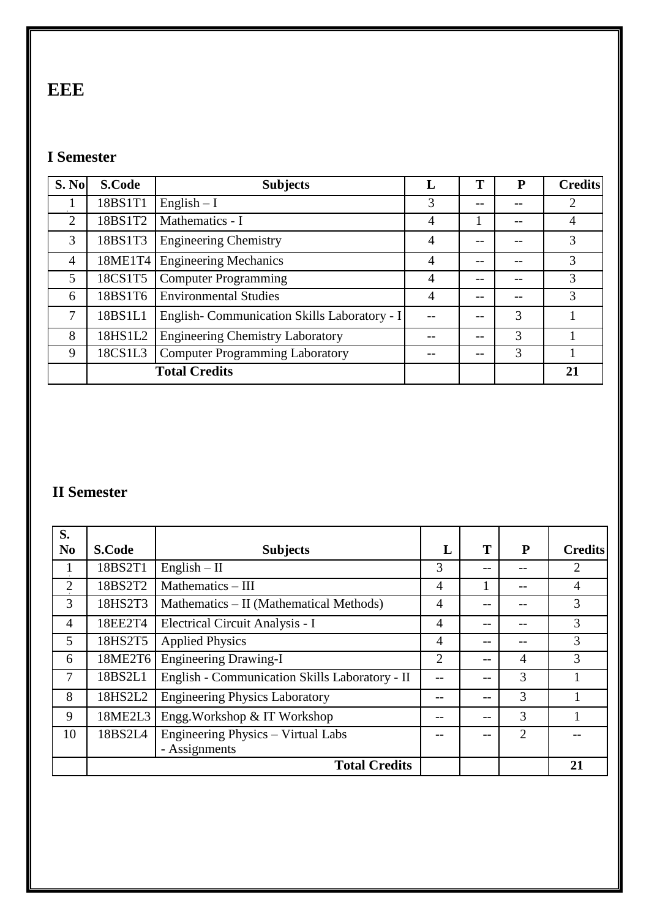# EEE

## I Semester

| S. No | S.Code | Subjects | L | T | P | Credits |
|---|---|---|---|---|---|---|
| 1 | 18BS1T1 | English – I | 3 | -- | -- | 2 |
| 2 | 18BS1T2 | Mathematics - I | 4 | 1 | -- | 4 |
| 3 | 18BS1T3 | Engineering Chemistry | 4 | -- | -- | 3 |
| 4 | 18ME1T4 | Engineering Mechanics | 4 | -- | -- | 3 |
| 5 | 18CS1T5 | Computer Programming | 4 | -- | -- | 3 |
| 6 | 18BS1T6 | Environmental Studies | 4 | -- | -- | 3 |
| 7 | 18BS1L1 | English- Communication Skills Laboratory - I | -- | -- | 3 | 1 |
| 8 | 18HS1L2 | Engineering Chemistry Laboratory | -- | -- | 3 | 1 |
| 9 | 18CS1L3 | Computer Programming Laboratory | -- | -- | 3 | 1 |
| | **Total Credits** | | | | | **21** |

## II Semester

| S. No | S.Code | Subjects | L | T | P | Credits |
|---|---|---|---|---|---|---|
| 1 | 18BS2T1 | English – II | 3 | -- | -- | 2 |
| 2 | 18BS2T2 | Mathematics – III | 4 | 1 | -- | 4 |
| 3 | 18HS2T3 | Mathematics – II (Mathematical Methods) | 4 | -- | -- | 3 |
| 4 | 18EE2T4 | Electrical Circuit Analysis - I | 4 | -- | -- | 3 |
| 5 | 18HS2T5 | Applied Physics | 4 | -- | -- | 3 |
| 6 | 18ME2T6 | Engineering Drawing-I | 2 | -- | 4 | 3 |
| 7 | 18BS2L1 | English - Communication Skills Laboratory - II | -- | -- | 3 | 1 |
| 8 | 18HS2L2 | Engineering Physics Laboratory | -- | -- | 3 | 1 |
| 9 | 18ME2L3 | Engg.Workshop & IT Workshop | -- | -- | 3 | 1 |
| 10 | 18BS2L4 | Engineering Physics – Virtual Labs - Assignments | -- | -- | 2 | -- |
| | | **Total Credits** | | | | **21** |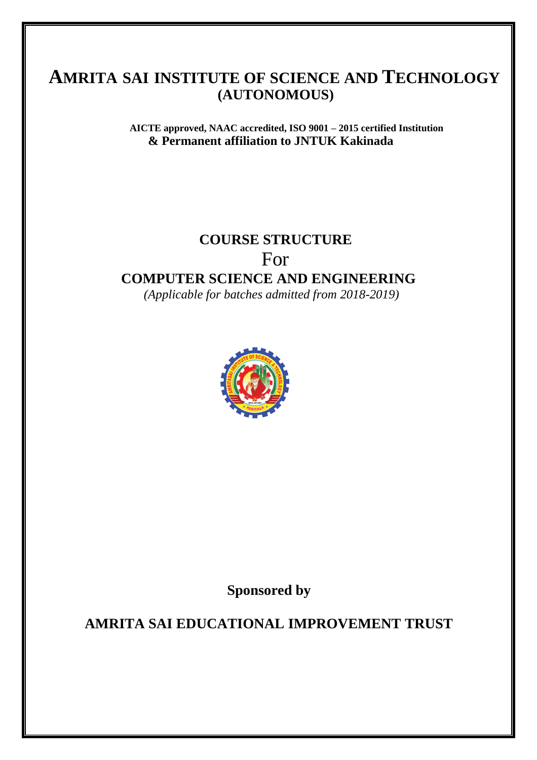# AMRITA SAI INSTITUTE OF SCIENCE AND TECHNOLOGY
## (AUTONOMOUS)

**AICTE approved, NAAC accredited, ISO 9001 – 2015 certified Institution**
**& Permanent affiliation to JNTUK Kakinada**

## COURSE STRUCTURE
For
## COMPUTER SCIENCE AND ENGINEERING
*(Applicable for batches admitted from 2018-2019)*

**Sponsored by**

**AMRITA SAI EDUCATIONAL IMPROVEMENT TRUST**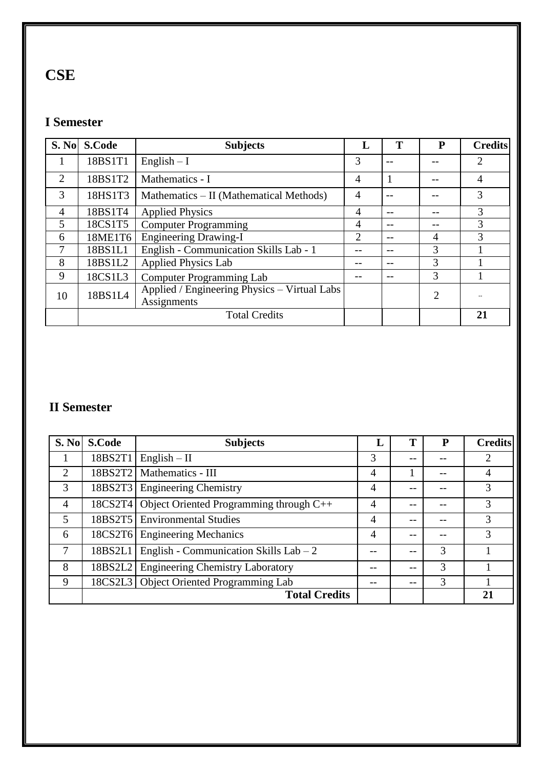# CSE

## I Semester

| S. No | S.Code | Subjects | L | T | P | Credits |
|---|---|---|---|---|---|---|
| 1 | 18BS1T1 | English – I | 3 | -- | -- | 2 |
| 2 | 18BS1T2 | Mathematics - I | 4 | 1 | -- | 4 |
| 3 | 18HS1T3 | Mathematics – II (Mathematical Methods) | 4 | -- | -- | 3 |
| 4 | 18BS1T4 | Applied Physics | 4 | -- | -- | 3 |
| 5 | 18CS1T5 | Computer Programming | 4 | -- | -- | 3 |
| 6 | 18ME1T6 | Engineering Drawing-I | 2 | -- | 4 | 3 |
| 7 | 18BS1L1 | English - Communication Skills Lab - 1 | -- | -- | 3 | 1 |
| 8 | 18BS1L2 | Applied Physics Lab | -- | -- | 3 | 1 |
| 9 | 18CS1L3 | Computer Programming Lab | -- | -- | 3 | 1 |
| 10 | 18BS1L4 | Applied / Engineering Physics – Virtual Labs Assignments | | | 2 | -- |
| | | Total Credits | | | | 21 |

## II Semester

| S. No | S.Code | Subjects | L | T | P | Credits |
|---|---|---|---|---|---|---|
| 1 | 18BS2T1 | English – II | 3 | -- | -- | 2 |
| 2 | 18BS2T2 | Mathematics - III | 4 | 1 | -- | 4 |
| 3 | 18BS2T3 | Engineering Chemistry | 4 | -- | -- | 3 |
| 4 | 18CS2T4 | Object Oriented Programming through C++ | 4 | -- | -- | 3 |
| 5 | 18BS2T5 | Environmental Studies | 4 | -- | -- | 3 |
| 6 | 18CS2T6 | Engineering Mechanics | 4 | -- | -- | 3 |
| 7 | 18BS2L1 | English - Communication Skills Lab – 2 | -- | -- | 3 | 1 |
| 8 | 18BS2L2 | Engineering Chemistry Laboratory | -- | -- | 3 | 1 |
| 9 | 18CS2L3 | Object Oriented Programming Lab | -- | -- | 3 | 1 |
| | | **Total Credits** | | | | **21** |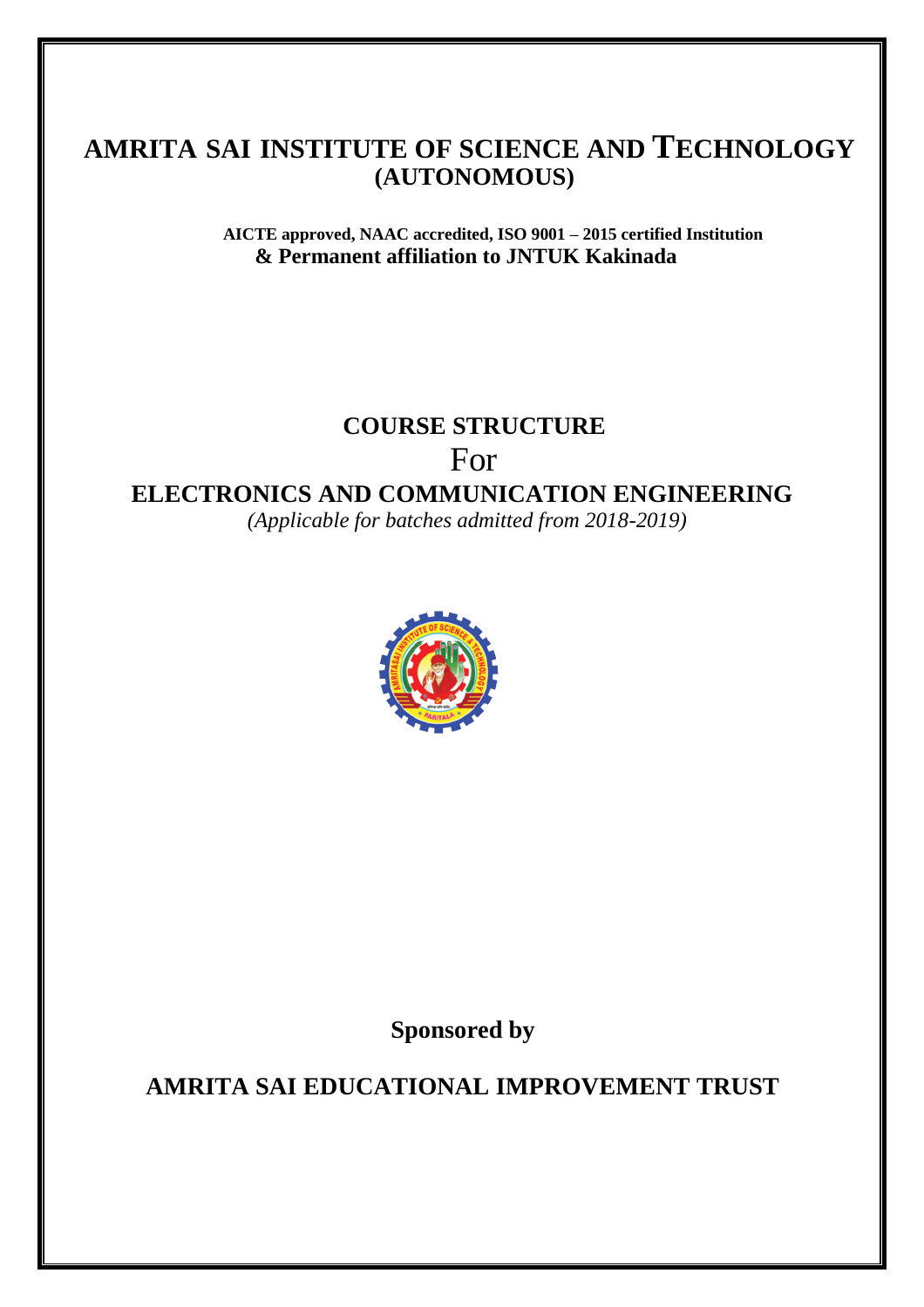# AMRITA SAI INSTITUTE OF SCIENCE AND TECHNOLOGY
## (AUTONOMOUS)

**AICTE approved, NAAC accredited, ISO 9001 – 2015 certified Institution**
**& Permanent affiliation to JNTUK Kakinada**

# COURSE STRUCTURE

For

# ELECTRONICS AND COMMUNICATION ENGINEERING

*(Applicable for batches admitted from 2018-2019)*

**Sponsored by**

**AMRITA SAI EDUCATIONAL IMPROVEMENT TRUST**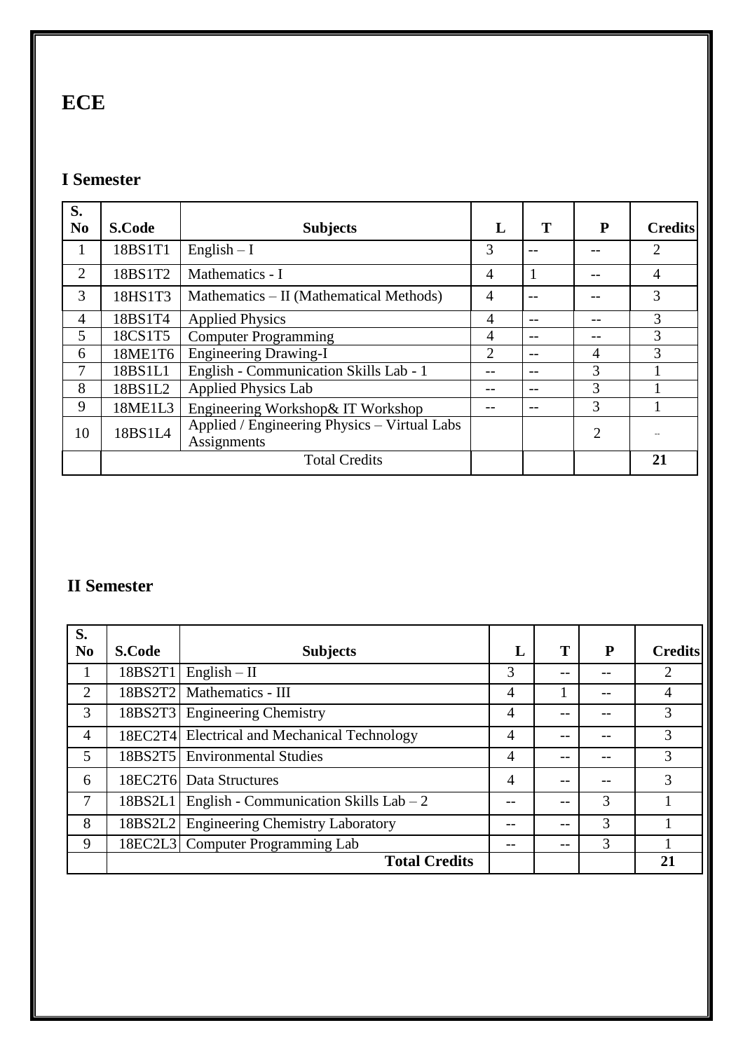# ECE

## I Semester

| S. No | S.Code | Subjects | L | T | P | Credits |
|---|---|---|---|---|---|---|
| 1 | 18BS1T1 | English – I | 3 | -- | -- | 2 |
| 2 | 18BS1T2 | Mathematics - I | 4 | 1 | -- | 4 |
| 3 | 18HS1T3 | Mathematics – II (Mathematical Methods) | 4 | -- | -- | 3 |
| 4 | 18BS1T4 | Applied Physics | 4 | -- | -- | 3 |
| 5 | 18CS1T5 | Computer Programming | 4 | -- | -- | 3 |
| 6 | 18ME1T6 | Engineering Drawing-I | 2 | -- | 4 | 3 |
| 7 | 18BS1L1 | English - Communication Skills Lab - 1 | -- | -- | 3 | 1 |
| 8 | 18BS1L2 | Applied Physics Lab | -- | -- | 3 | 1 |
| 9 | 18ME1L3 | Engineering Workshop& IT Workshop | -- | -- | 3 | 1 |
| 10 | 18BS1L4 | Applied / Engineering Physics – Virtual Labs Assignments | | | 2 | -- |
| | | Total Credits | | | | 21 |

## II Semester

| S. No | S.Code | Subjects | L | T | P | Credits |
|---|---|---|---|---|---|---|
| 1 | 18BS2T1 | English – II | 3 | -- | -- | 2 |
| 2 | 18BS2T2 | Mathematics - III | 4 | 1 | -- | 4 |
| 3 | 18BS2T3 | Engineering Chemistry | 4 | -- | -- | 3 |
| 4 | 18EC2T4 | Electrical and Mechanical Technology | 4 | -- | -- | 3 |
| 5 | 18BS2T5 | Environmental Studies | 4 | -- | -- | 3 |
| 6 | 18EC2T6 | Data Structures | 4 | -- | -- | 3 |
| 7 | 18BS2L1 | English - Communication Skills Lab – 2 | -- | -- | 3 | 1 |
| 8 | 18BS2L2 | Engineering Chemistry Laboratory | -- | -- | 3 | 1 |
| 9 | 18EC2L3 | Computer Programming Lab | -- | -- | 3 | 1 |
| | | **Total Credits** | | | | **21** |